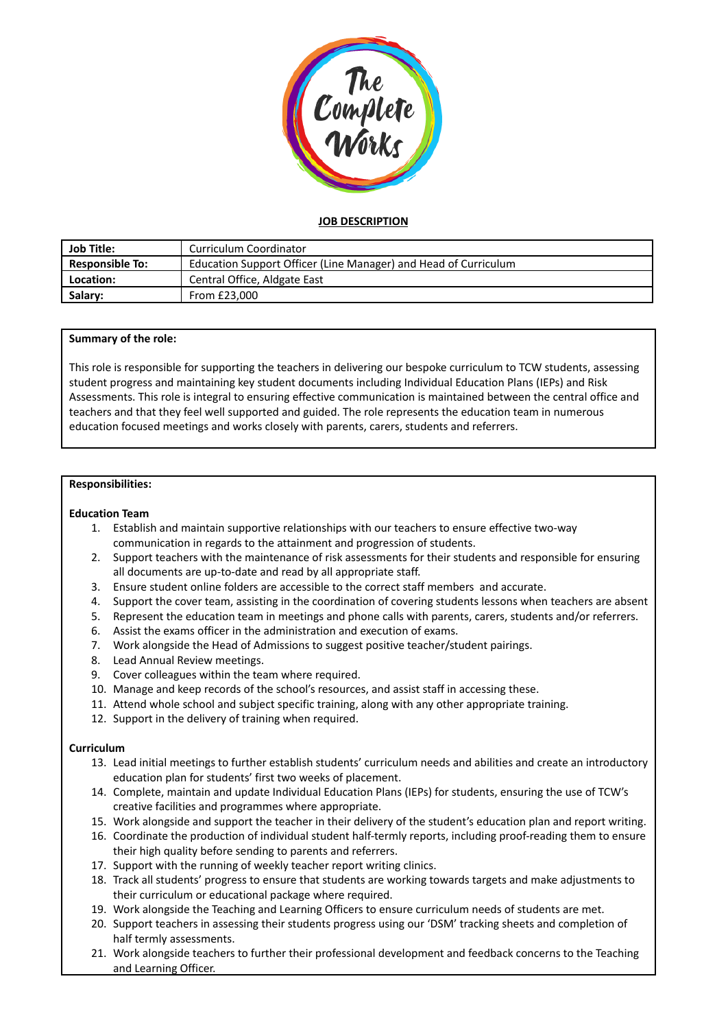**JOB DESCRIPTION**

| Job Title: | Curriculum Coordinator |
|---|---|
| Responsible To: | Education Support Officer (Line Manager) and Head of Curriculum |
| Location: | Central Office, Aldgate East |
| Salary: | From £23,000 |

**Summary of the role:**

This role is responsible for supporting the teachers in delivering our bespoke curriculum to TCW students, assessing student progress and maintaining key student documents including Individual Education Plans (IEPs) and Risk Assessments. This role is integral to ensuring effective communication is maintained between the central office and teachers and that they feel well supported and guided. The role represents the education team in numerous education focused meetings and works closely with parents, carers, students and referrers.

**Responsibilities:**

**Education Team**

1. Establish and maintain supportive relationships with our teachers to ensure effective two-way communication in regards to the attainment and progression of students.
2. Support teachers with the maintenance of risk assessments for their students and responsible for ensuring all documents are up-to-date and read by all appropriate staff.
3. Ensure student online folders are accessible to the correct staff members and accurate.
4. Support the cover team, assisting in the coordination of covering students lessons when teachers are absent
5. Represent the education team in meetings and phone calls with parents, carers, students and/or referrers.
6. Assist the exams officer in the administration and execution of exams.
7. Work alongside the Head of Admissions to suggest positive teacher/student pairings.
8. Lead Annual Review meetings.
9. Cover colleagues within the team where required.
10. Manage and keep records of the school's resources, and assist staff in accessing these.
11. Attend whole school and subject specific training, along with any other appropriate training.
12. Support in the delivery of training when required.

**Curriculum**

13. Lead initial meetings to further establish students' curriculum needs and abilities and create an introductory education plan for students' first two weeks of placement.
14. Complete, maintain and update Individual Education Plans (IEPs) for students, ensuring the use of TCW's creative facilities and programmes where appropriate.
15. Work alongside and support the teacher in their delivery of the student's education plan and report writing.
16. Coordinate the production of individual student half-termly reports, including proof-reading them to ensure their high quality before sending to parents and referrers.
17. Support with the running of weekly teacher report writing clinics.
18. Track all students' progress to ensure that students are working towards targets and make adjustments to their curriculum or educational package where required.
19. Work alongside the Teaching and Learning Officers to ensure curriculum needs of students are met.
20. Support teachers in assessing their students progress using our 'DSM' tracking sheets and completion of half termly assessments.
21. Work alongside teachers to further their professional development and feedback concerns to the Teaching and Learning Officer.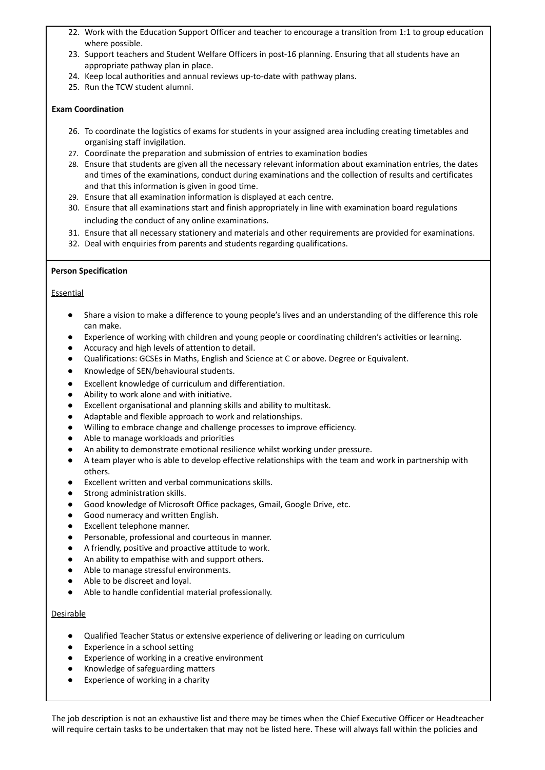22. Work with the Education Support Officer and teacher to encourage a transition from 1:1 to group education where possible.
23. Support teachers and Student Welfare Officers in post-16 planning. Ensuring that all students have an appropriate pathway plan in place.
24. Keep local authorities and annual reviews up-to-date with pathway plans.
25. Run the TCW student alumni.

**Exam Coordination**

26. To coordinate the logistics of exams for students in your assigned area including creating timetables and organising staff invigilation.
27. Coordinate the preparation and submission of entries to examination bodies
28. Ensure that students are given all the necessary relevant information about examination entries, the dates and times of the examinations, conduct during examinations and the collection of results and certificates and that this information is given in good time.
29. Ensure that all examination information is displayed at each centre.
30. Ensure that all examinations start and finish appropriately in line with examination board regulations including the conduct of any online examinations.
31. Ensure that all necessary stationery and materials and other requirements are provided for examinations.
32. Deal with enquiries from parents and students regarding qualifications.

**Person Specification**

Essential

- Share a vision to make a difference to young people's lives and an understanding of the difference this role can make.
- Experience of working with children and young people or coordinating children's activities or learning.
- Accuracy and high levels of attention to detail.
- Qualifications: GCSEs in Maths, English and Science at C or above. Degree or Equivalent.
- Knowledge of SEN/behavioural students.
- Excellent knowledge of curriculum and differentiation.
- Ability to work alone and with initiative.
- Excellent organisational and planning skills and ability to multitask.
- Adaptable and flexible approach to work and relationships.
- Willing to embrace change and challenge processes to improve efficiency.
- Able to manage workloads and priorities
- An ability to demonstrate emotional resilience whilst working under pressure.
- A team player who is able to develop effective relationships with the team and work in partnership with others.
- Excellent written and verbal communications skills.
- Strong administration skills.
- Good knowledge of Microsoft Office packages, Gmail, Google Drive, etc.
- Good numeracy and written English.
- Excellent telephone manner.
- Personable, professional and courteous in manner.
- A friendly, positive and proactive attitude to work.
- An ability to empathise with and support others.
- Able to manage stressful environments.
- Able to be discreet and loyal.
- Able to handle confidential material professionally.

Desirable

- Qualified Teacher Status or extensive experience of delivering or leading on curriculum
- Experience in a school setting
- Experience of working in a creative environment
- Knowledge of safeguarding matters
- Experience of working in a charity

The job description is not an exhaustive list and there may be times when the Chief Executive Officer or Headteacher will require certain tasks to be undertaken that may not be listed here. These will always fall within the policies and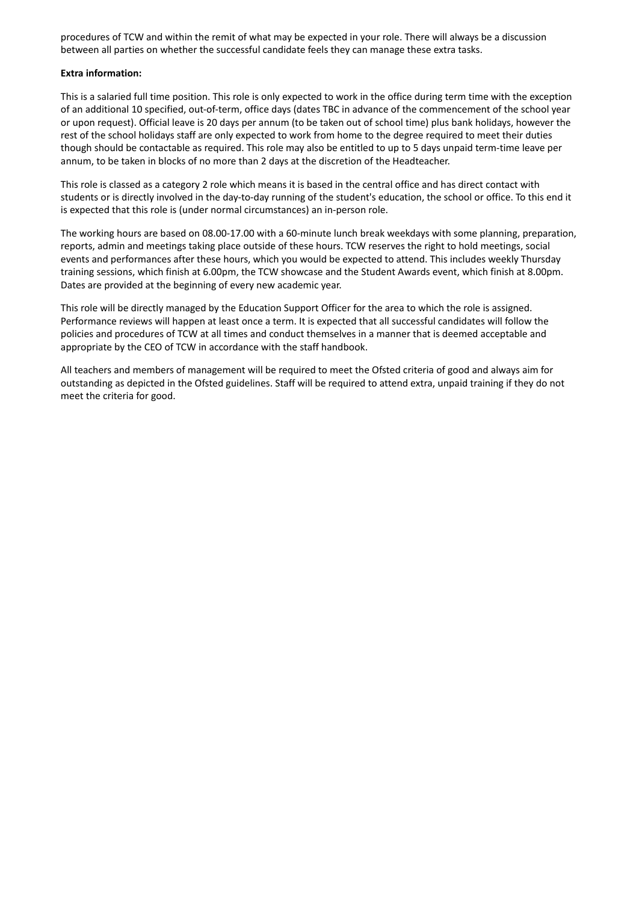procedures of TCW and within the remit of what may be expected in your role. There will always be a discussion between all parties on whether the successful candidate feels they can manage these extra tasks.

**Extra information:**

This is a salaried full time position. This role is only expected to work in the office during term time with the exception of an additional 10 specified, out-of-term, office days (dates TBC in advance of the commencement of the school year or upon request). Official leave is 20 days per annum (to be taken out of school time) plus bank holidays, however the rest of the school holidays staff are only expected to work from home to the degree required to meet their duties though should be contactable as required. This role may also be entitled to up to 5 days unpaid term-time leave per annum, to be taken in blocks of no more than 2 days at the discretion of the Headteacher.

This role is classed as a category 2 role which means it is based in the central office and has direct contact with students or is directly involved in the day-to-day running of the student's education, the school or office. To this end it is expected that this role is (under normal circumstances) an in-person role.

The working hours are based on 08.00-17.00 with a 60-minute lunch break weekdays with some planning, preparation, reports, admin and meetings taking place outside of these hours. TCW reserves the right to hold meetings, social events and performances after these hours, which you would be expected to attend. This includes weekly Thursday training sessions, which finish at 6.00pm, the TCW showcase and the Student Awards event, which finish at 8.00pm. Dates are provided at the beginning of every new academic year.

This role will be directly managed by the Education Support Officer for the area to which the role is assigned. Performance reviews will happen at least once a term. It is expected that all successful candidates will follow the policies and procedures of TCW at all times and conduct themselves in a manner that is deemed acceptable and appropriate by the CEO of TCW in accordance with the staff handbook.

All teachers and members of management will be required to meet the Ofsted criteria of good and always aim for outstanding as depicted in the Ofsted guidelines. Staff will be required to attend extra, unpaid training if they do not meet the criteria for good.